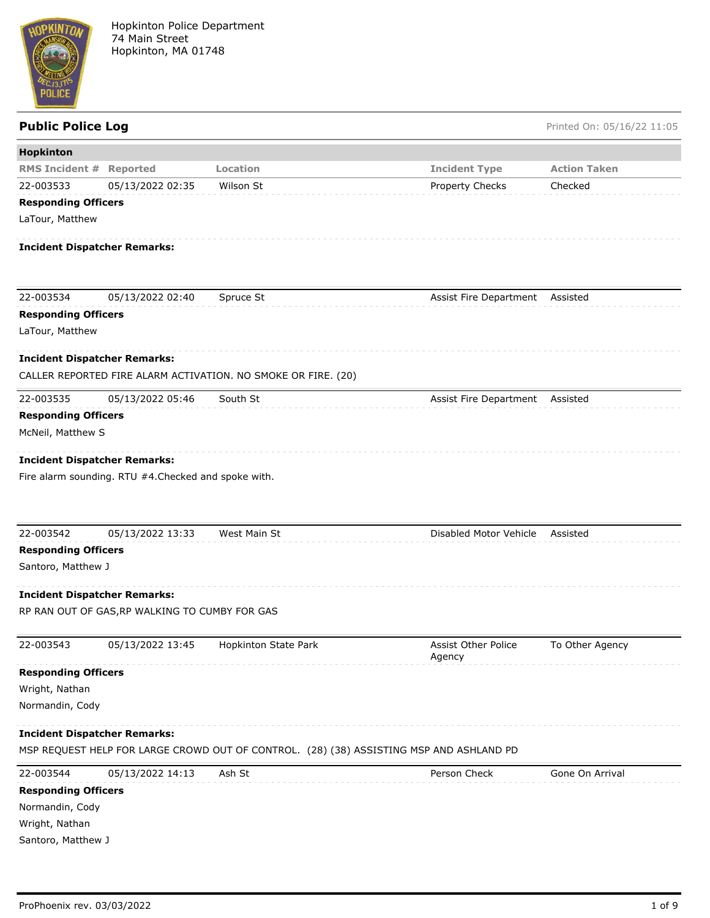Hopkinton Police Department
74 Main Street
Hopkinton, MA 01748

## Public Police Log

Printed On: 05/16/22 11:05

### Hopkinton

| RMS Incident # | Reported | Location | Incident Type | Action Taken |
|---|---|---|---|---|
| 22-003533 | 05/13/2022 02:35 | Wilson St | Property Checks | Checked |

**Responding Officers**

LaTour, Matthew

**Incident Dispatcher Remarks:**

| RMS Incident # | Reported | Location | Incident Type | Action Taken |
|---|---|---|---|---|
| 22-003534 | 05/13/2022 02:40 | Spruce St | Assist Fire Department | Assisted |

**Responding Officers**

LaTour, Matthew

**Incident Dispatcher Remarks:**

CALLER REPORTED FIRE ALARM ACTIVATION. NO SMOKE OR FIRE. (20)

| RMS Incident # | Reported | Location | Incident Type | Action Taken |
|---|---|---|---|---|
| 22-003535 | 05/13/2022 05:46 | South St | Assist Fire Department | Assisted |

**Responding Officers**

McNeil, Matthew S

**Incident Dispatcher Remarks:**

Fire alarm sounding. RTU #4.Checked and spoke with.

| RMS Incident # | Reported | Location | Incident Type | Action Taken |
|---|---|---|---|---|
| 22-003542 | 05/13/2022 13:33 | West Main St | Disabled Motor Vehicle | Assisted |

**Responding Officers**

Santoro, Matthew J

**Incident Dispatcher Remarks:**

RP RAN OUT OF GAS,RP WALKING TO CUMBY FOR GAS

| RMS Incident # | Reported | Location | Incident Type | Action Taken |
|---|---|---|---|---|
| 22-003543 | 05/13/2022 13:45 | Hopkinton State Park | Assist Other Police Agency | To Other Agency |

**Responding Officers**

Wright, Nathan

Normandin, Cody

**Incident Dispatcher Remarks:**

MSP REQUEST HELP FOR LARGE CROWD OUT OF CONTROL. (28) (38) ASSISTING MSP AND ASHLAND PD

| RMS Incident # | Reported | Location | Incident Type | Action Taken |
|---|---|---|---|---|
| 22-003544 | 05/13/2022 14:13 | Ash St | Person Check | Gone On Arrival |

**Responding Officers**

Normandin, Cody

Wright, Nathan

Santoro, Matthew J

ProPhoenix rev. 03/03/2022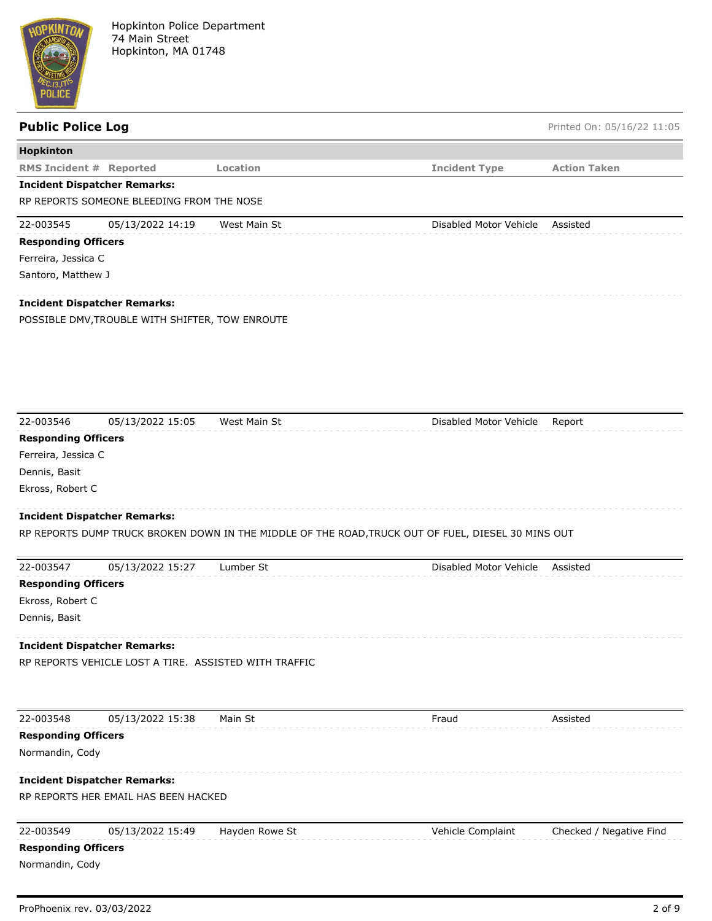Hopkinton Police Department
74 Main Street
Hopkinton, MA 01748

## Public Police Log

Printed On: 05/16/22 11:05

**Hopkinton**

| RMS Incident # | Reported | Location | Incident Type | Action Taken |
|---|---|---|---|---|

**Incident Dispatcher Remarks:**
RP REPORTS SOMEONE BLEEDING FROM THE NOSE

| RMS Incident # | Reported | Location | Incident Type | Action Taken |
|---|---|---|---|---|
| 22-003545 | 05/13/2022 14:19 | West Main St | Disabled Motor Vehicle | Assisted |

**Responding Officers**
Ferreira, Jessica C
Santoro, Matthew J

**Incident Dispatcher Remarks:**
POSSIBLE DMV,TROUBLE WITH SHIFTER, TOW ENROUTE

| RMS Incident # | Reported | Location | Incident Type | Action Taken |
|---|---|---|---|---|
| 22-003546 | 05/13/2022 15:05 | West Main St | Disabled Motor Vehicle | Report |

**Responding Officers**
Ferreira, Jessica C
Dennis, Basit
Ekross, Robert C

**Incident Dispatcher Remarks:**
RP REPORTS DUMP TRUCK BROKEN DOWN IN THE MIDDLE OF THE ROAD,TRUCK OUT OF FUEL, DIESEL 30 MINS OUT

| RMS Incident # | Reported | Location | Incident Type | Action Taken |
|---|---|---|---|---|
| 22-003547 | 05/13/2022 15:27 | Lumber St | Disabled Motor Vehicle | Assisted |

**Responding Officers**
Ekross, Robert C
Dennis, Basit

**Incident Dispatcher Remarks:**
RP REPORTS VEHICLE LOST A TIRE.  ASSISTED WITH TRAFFIC

| RMS Incident # | Reported | Location | Incident Type | Action Taken |
|---|---|---|---|---|
| 22-003548 | 05/13/2022 15:38 | Main St | Fraud | Assisted |

**Responding Officers**
Normandin, Cody

**Incident Dispatcher Remarks:**
RP REPORTS HER EMAIL HAS BEEN HACKED

| RMS Incident # | Reported | Location | Incident Type | Action Taken |
|---|---|---|---|---|
| 22-003549 | 05/13/2022 15:49 | Hayden Rowe St | Vehicle Complaint | Checked / Negative Find |

**Responding Officers**
Normandin, Cody

ProPhoenix rev. 03/03/2022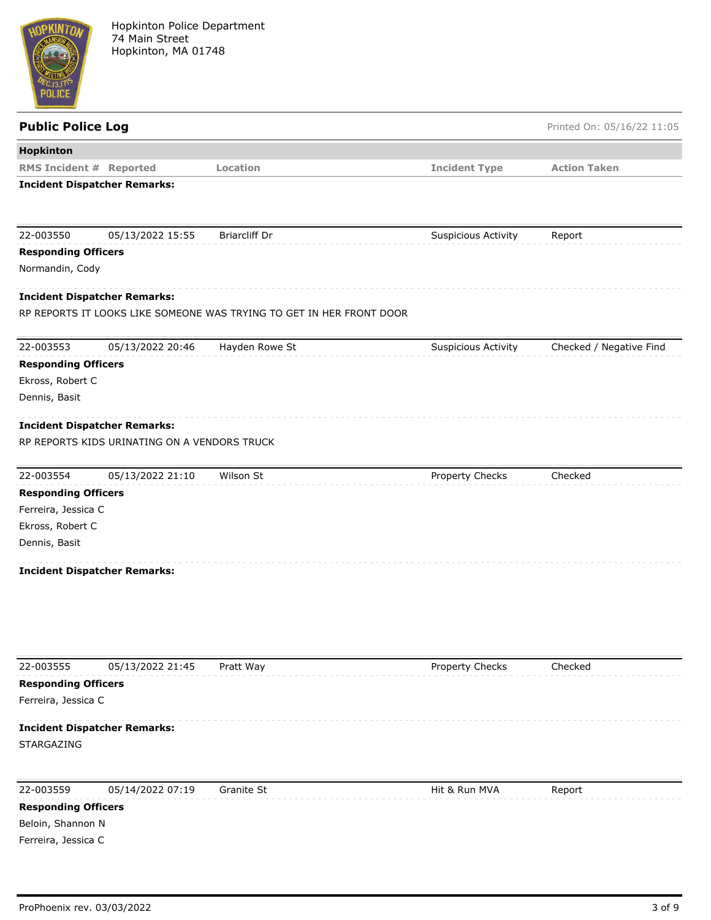Hopkinton Police Department
74 Main Street
Hopkinton, MA 01748

## Public Police Log

Printed On: 05/16/22 11:05

**Hopkinton**

| RMS Incident # | Reported | Location | Incident Type | Action Taken |
|---|---|---|---|---|

**Incident Dispatcher Remarks:**

| 22-003550 | 05/13/2022 15:55 | Briarcliff Dr | Suspicious Activity | Report |
|---|---|---|---|---|

**Responding Officers**

Normandin, Cody

**Incident Dispatcher Remarks:**

RP REPORTS IT LOOKS LIKE SOMEONE WAS TRYING TO GET IN HER FRONT DOOR

| 22-003553 | 05/13/2022 20:46 | Hayden Rowe St | Suspicious Activity | Checked / Negative Find |
|---|---|---|---|---|

**Responding Officers**

Ekross, Robert C

Dennis, Basit

**Incident Dispatcher Remarks:**

RP REPORTS KIDS URINATING ON A VENDORS TRUCK

| 22-003554 | 05/13/2022 21:10 | Wilson St | Property Checks | Checked |
|---|---|---|---|---|

**Responding Officers**

Ferreira, Jessica C

Ekross, Robert C

Dennis, Basit

**Incident Dispatcher Remarks:**

| 22-003555 | 05/13/2022 21:45 | Pratt Way | Property Checks | Checked |
|---|---|---|---|---|

**Responding Officers**

Ferreira, Jessica C

**Incident Dispatcher Remarks:**

STARGAZING

| 22-003559 | 05/14/2022 07:19 | Granite St | Hit & Run MVA | Report |
|---|---|---|---|---|

**Responding Officers**

Beloin, Shannon N

Ferreira, Jessica C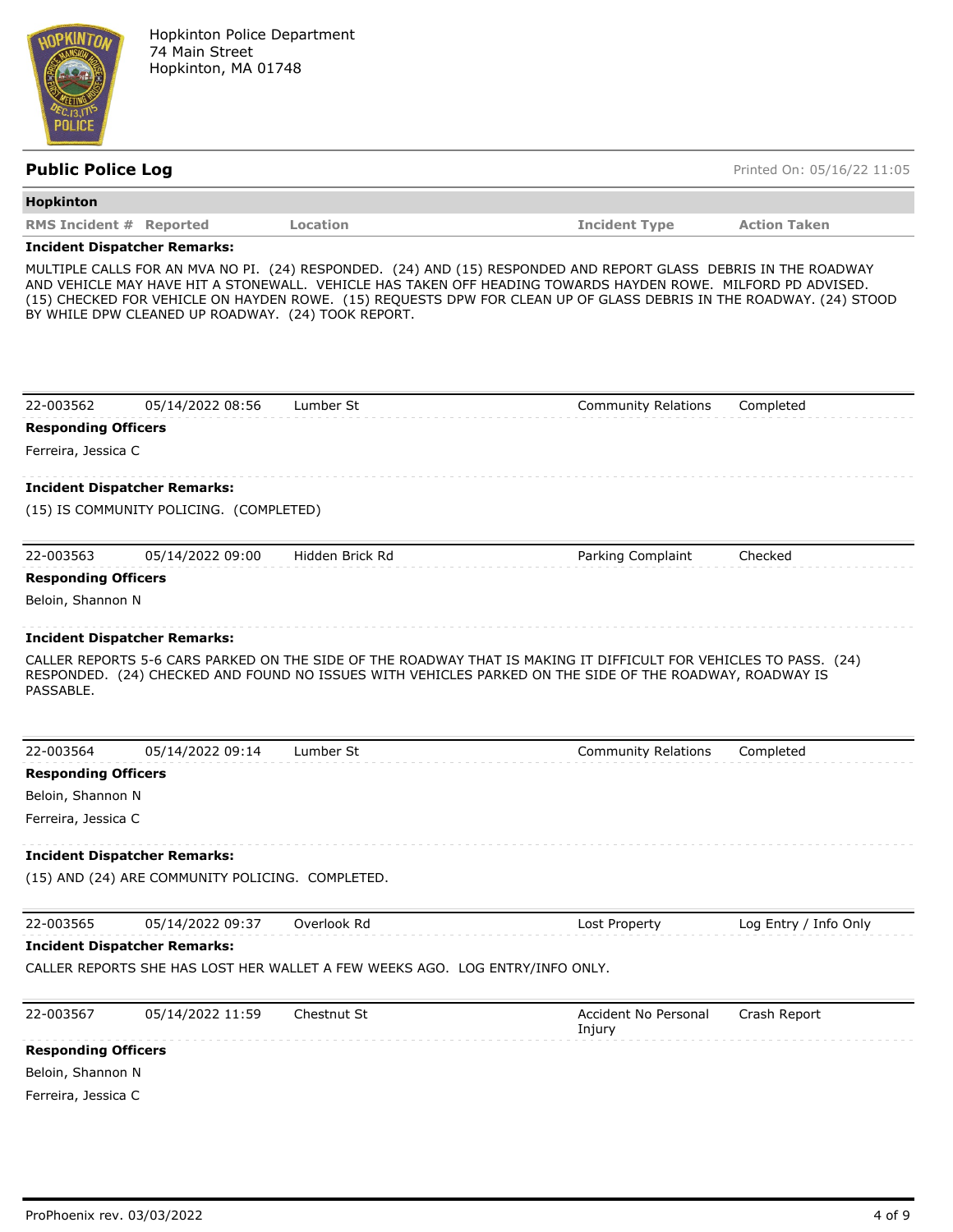Hopkinton Police Department
74 Main Street
Hopkinton, MA 01748

## Public Police Log

Printed On: 05/16/22 11:05

**Hopkinton**

| RMS Incident # | Reported | Location | Incident Type | Action Taken |
|---|---|---|---|---|

**Incident Dispatcher Remarks:**

MULTIPLE CALLS FOR AN MVA NO PI. (24) RESPONDED. (24) AND (15) RESPONDED AND REPORT GLASS DEBRIS IN THE ROADWAY AND VEHICLE MAY HAVE HIT A STONEWALL. VEHICLE HAS TAKEN OFF HEADING TOWARDS HAYDEN ROWE. MILFORD PD ADVISED. (15) CHECKED FOR VEHICLE ON HAYDEN ROWE. (15) REQUESTS DPW FOR CLEAN UP OF GLASS DEBRIS IN THE ROADWAY. (24) STOOD BY WHILE DPW CLEANED UP ROADWAY. (24) TOOK REPORT.

| 22-003562 | 05/14/2022 08:56 | Lumber St | Community Relations | Completed |
|---|---|---|---|---|

**Responding Officers**

Ferreira, Jessica C

**Incident Dispatcher Remarks:**

(15) IS COMMUNITY POLICING. (COMPLETED)

| 22-003563 | 05/14/2022 09:00 | Hidden Brick Rd | Parking Complaint | Checked |
|---|---|---|---|---|

**Responding Officers**

Beloin, Shannon N

**Incident Dispatcher Remarks:**

CALLER REPORTS 5-6 CARS PARKED ON THE SIDE OF THE ROADWAY THAT IS MAKING IT DIFFICULT FOR VEHICLES TO PASS. (24) RESPONDED. (24) CHECKED AND FOUND NO ISSUES WITH VEHICLES PARKED ON THE SIDE OF THE ROADWAY, ROADWAY IS PASSABLE.

| 22-003564 | 05/14/2022 09:14 | Lumber St | Community Relations | Completed |
|---|---|---|---|---|

**Responding Officers**

Beloin, Shannon N

Ferreira, Jessica C

**Incident Dispatcher Remarks:**

(15) AND (24) ARE COMMUNITY POLICING. COMPLETED.

| 22-003565 | 05/14/2022 09:37 | Overlook Rd | Lost Property | Log Entry / Info Only |
|---|---|---|---|---|

**Incident Dispatcher Remarks:**

CALLER REPORTS SHE HAS LOST HER WALLET A FEW WEEKS AGO. LOG ENTRY/INFO ONLY.

| 22-003567 | 05/14/2022 11:59 | Chestnut St | Accident No Personal Injury | Crash Report |
|---|---|---|---|---|

**Responding Officers**

Beloin, Shannon N

Ferreira, Jessica C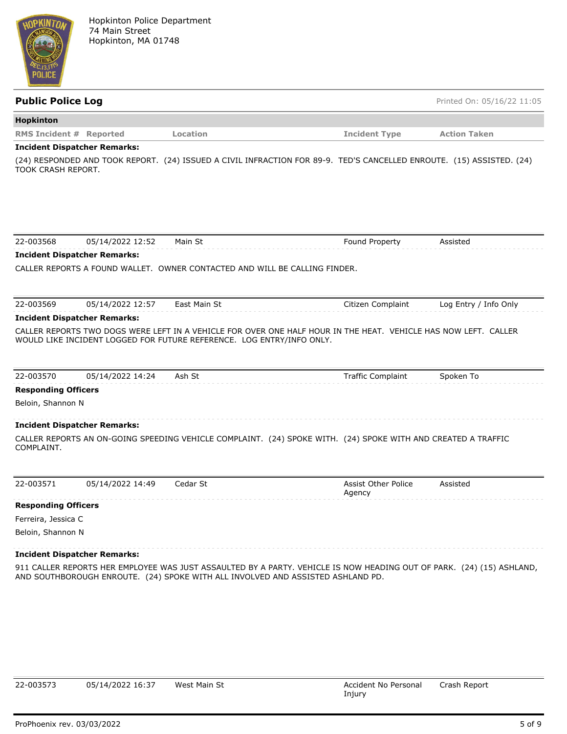Hopkinton Police Department
74 Main Street
Hopkinton, MA 01748

## Public Police Log

Printed On: 05/16/22 11:05

**Hopkinton**

| RMS Incident # | Reported | Location | Incident Type | Action Taken |
|---|---|---|---|---|

**Incident Dispatcher Remarks:**

(24) RESPONDED AND TOOK REPORT. (24) ISSUED A CIVIL INFRACTION FOR 89-9. TED'S CANCELLED ENROUTE. (15) ASSISTED. (24) TOOK CRASH REPORT.

| 22-003568 | 05/14/2022 12:52 | Main St | Found Property | Assisted |
|---|---|---|---|---|

**Incident Dispatcher Remarks:**

CALLER REPORTS A FOUND WALLET. OWNER CONTACTED AND WILL BE CALLING FINDER.

| 22-003569 | 05/14/2022 12:57 | East Main St | Citizen Complaint | Log Entry / Info Only |
|---|---|---|---|---|

**Incident Dispatcher Remarks:**

CALLER REPORTS TWO DOGS WERE LEFT IN A VEHICLE FOR OVER ONE HALF HOUR IN THE HEAT. VEHICLE HAS NOW LEFT. CALLER WOULD LIKE INCIDENT LOGGED FOR FUTURE REFERENCE. LOG ENTRY/INFO ONLY.

| 22-003570 | 05/14/2022 14:24 | Ash St | Traffic Complaint | Spoken To |
|---|---|---|---|---|

**Responding Officers**

Beloin, Shannon N

**Incident Dispatcher Remarks:**

CALLER REPORTS AN ON-GOING SPEEDING VEHICLE COMPLAINT. (24) SPOKE WITH. (24) SPOKE WITH AND CREATED A TRAFFIC COMPLAINT.

| 22-003571 | 05/14/2022 14:49 | Cedar St | Assist Other Police Agency | Assisted |
|---|---|---|---|---|

**Responding Officers**

Ferreira, Jessica C

Beloin, Shannon N

**Incident Dispatcher Remarks:**

911 CALLER REPORTS HER EMPLOYEE WAS JUST ASSAULTED BY A PARTY. VEHICLE IS NOW HEADING OUT OF PARK. (24) (15) ASHLAND, AND SOUTHBOROUGH ENROUTE. (24) SPOKE WITH ALL INVOLVED AND ASSISTED ASHLAND PD.

| 22-003573 | 05/14/2022 16:37 | West Main St | Accident No Personal Injury | Crash Report |
|---|---|---|---|---|

ProPhoenix rev. 03/03/2022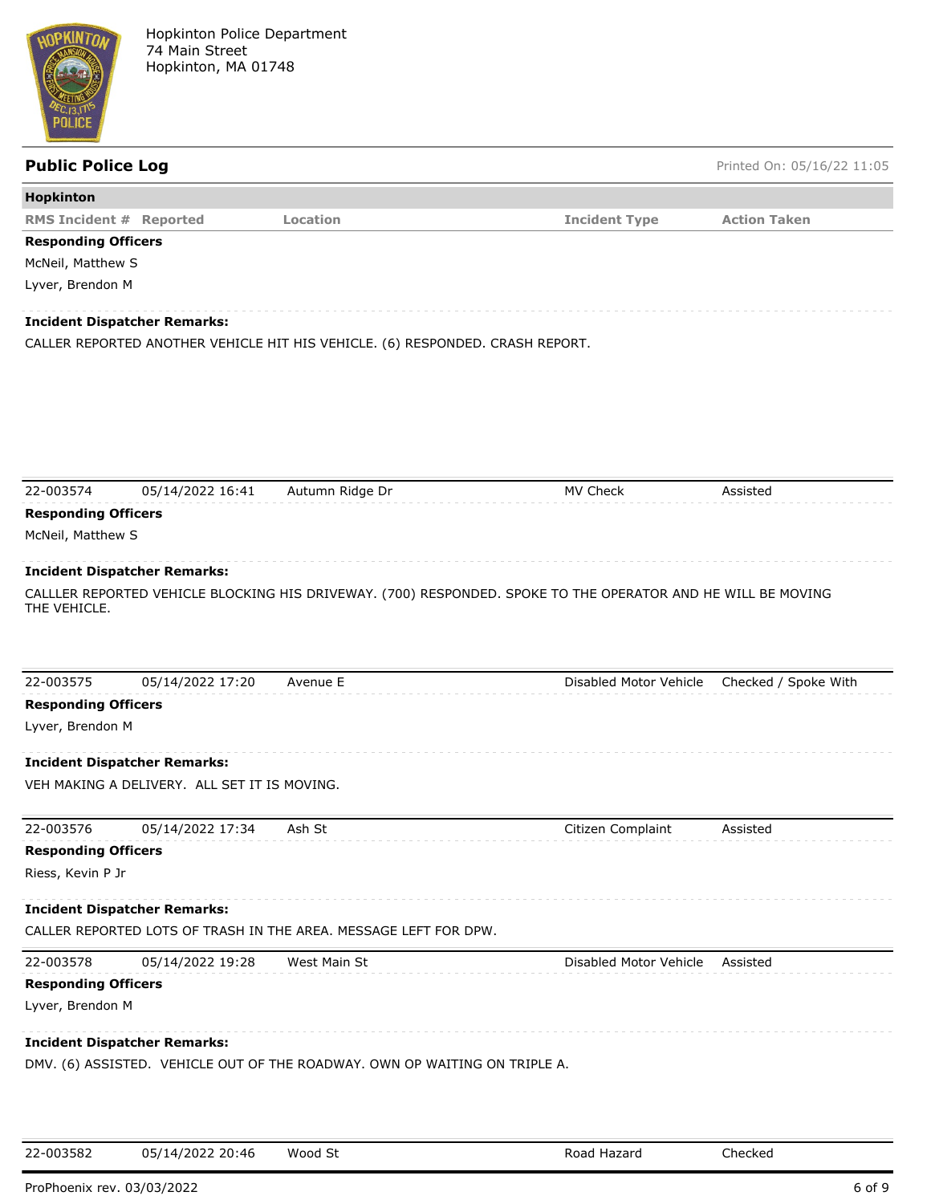Hopkinton Police Department
74 Main Street
Hopkinton, MA 01748

## Public Police Log

Printed On: 05/16/22 11:05

**Hopkinton**

| RMS Incident # | Reported | Location | Incident Type | Action Taken |
|---|---|---|---|---|

**Responding Officers**

McNeil, Matthew S

Lyver, Brendon M

**Incident Dispatcher Remarks:**

CALLER REPORTED ANOTHER VEHICLE HIT HIS VEHICLE. (6) RESPONDED. CRASH REPORT.

| 22-003574 | 05/14/2022 16:41 | Autumn Ridge Dr | MV Check | Assisted |
|---|---|---|---|---|

**Responding Officers**

McNeil, Matthew S

**Incident Dispatcher Remarks:**

CALLLER REPORTED VEHICLE BLOCKING HIS DRIVEWAY. (700) RESPONDED. SPOKE TO THE OPERATOR AND HE WILL BE MOVING THE VEHICLE.

| 22-003575 | 05/14/2022 17:20 | Avenue E | Disabled Motor Vehicle | Checked / Spoke With |
|---|---|---|---|---|

**Responding Officers**

Lyver, Brendon M

**Incident Dispatcher Remarks:**

VEH MAKING A DELIVERY. ALL SET IT IS MOVING.

| 22-003576 | 05/14/2022 17:34 | Ash St | Citizen Complaint | Assisted |
|---|---|---|---|---|

**Responding Officers**

Riess, Kevin P Jr

**Incident Dispatcher Remarks:**

CALLER REPORTED LOTS OF TRASH IN THE AREA. MESSAGE LEFT FOR DPW.

| 22-003578 | 05/14/2022 19:28 | West Main St | Disabled Motor Vehicle | Assisted |
|---|---|---|---|---|

**Responding Officers**

Lyver, Brendon M

**Incident Dispatcher Remarks:**

DMV. (6) ASSISTED. VEHICLE OUT OF THE ROADWAY. OWN OP WAITING ON TRIPLE A.

| 22-003582 | 05/14/2022 20:46 | Wood St | Road Hazard | Checked |
|---|---|---|---|---|

ProPhoenix rev. 03/03/2022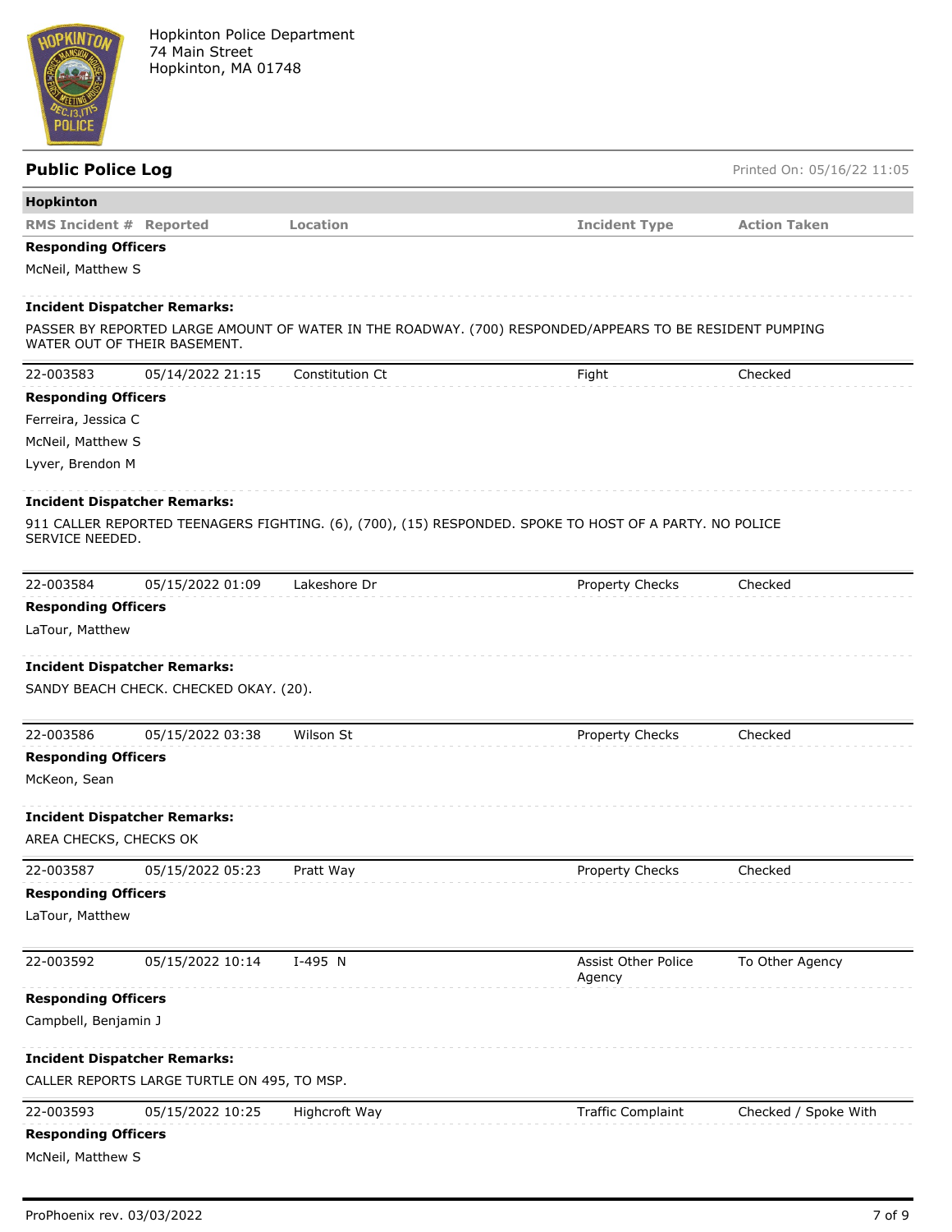Hopkinton Police Department
74 Main Street
Hopkinton, MA 01748

## Public Police Log

Printed On: 05/16/22 11:05

**Hopkinton**

| RMS Incident # | Reported | Location | Incident Type | Action Taken |
|---|---|---|---|---|

**Responding Officers**

McNeil, Matthew S

**Incident Dispatcher Remarks:**

PASSER BY REPORTED LARGE AMOUNT OF WATER IN THE ROADWAY. (700) RESPONDED/APPEARS TO BE RESIDENT PUMPING WATER OUT OF THEIR BASEMENT.

| 22-003583 | 05/14/2022 21:15 | Constitution Ct | Fight | Checked |
|---|---|---|---|---|

**Responding Officers**

Ferreira, Jessica C
McNeil, Matthew S
Lyver, Brendon M

**Incident Dispatcher Remarks:**

911 CALLER REPORTED TEENAGERS FIGHTING. (6), (700), (15) RESPONDED. SPOKE TO HOST OF A PARTY. NO POLICE SERVICE NEEDED.

| 22-003584 | 05/15/2022 01:09 | Lakeshore Dr | Property Checks | Checked |
|---|---|---|---|---|

**Responding Officers**

LaTour, Matthew

**Incident Dispatcher Remarks:**

SANDY BEACH CHECK. CHECKED OKAY. (20).

| 22-003586 | 05/15/2022 03:38 | Wilson St | Property Checks | Checked |
|---|---|---|---|---|

**Responding Officers**

McKeon, Sean

**Incident Dispatcher Remarks:**

AREA CHECKS, CHECKS OK

| 22-003587 | 05/15/2022 05:23 | Pratt Way | Property Checks | Checked |
|---|---|---|---|---|

**Responding Officers**

LaTour, Matthew

| 22-003592 | 05/15/2022 10:14 | I-495 N | Assist Other Police Agency | To Other Agency |
|---|---|---|---|---|

**Responding Officers**

Campbell, Benjamin J

**Incident Dispatcher Remarks:**

CALLER REPORTS LARGE TURTLE ON 495, TO MSP.

| 22-003593 | 05/15/2022 10:25 | Highcroft Way | Traffic Complaint | Checked / Spoke With |
|---|---|---|---|---|

**Responding Officers**

McNeil, Matthew S

ProPhoenix rev. 03/03/2022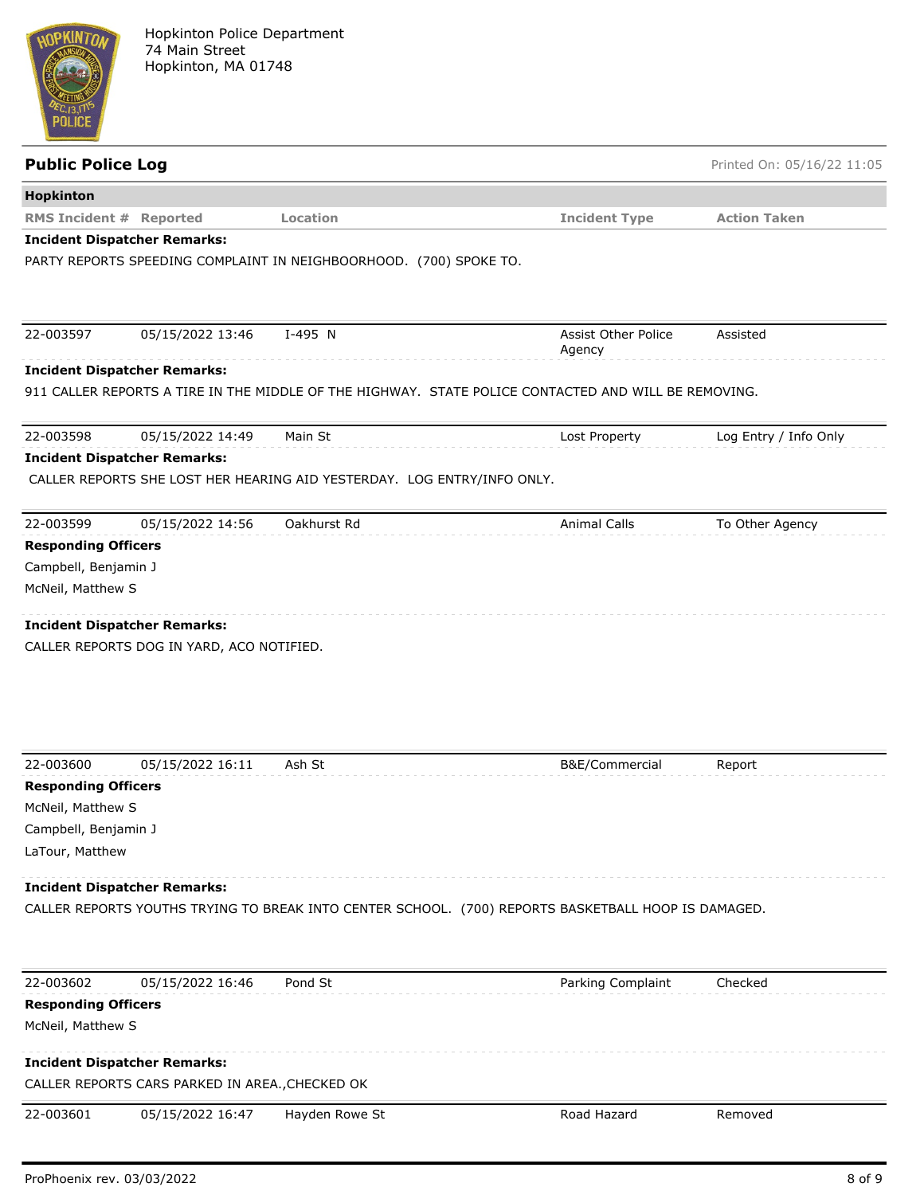Hopkinton Police Department
74 Main Street
Hopkinton, MA 01748

## Public Police Log

Printed On: 05/16/22 11:05

**Hopkinton**

| RMS Incident # | Reported | Location | Incident Type | Action Taken |
|---|---|---|---|---|

**Incident Dispatcher Remarks:**

PARTY REPORTS SPEEDING COMPLAINT IN NEIGHBORHOOD. (700) SPOKE TO.

---

| 22-003597 | 05/15/2022 13:46 | I-495 N | Assist Other Police Agency | Assisted |
|---|---|---|---|---|

**Incident Dispatcher Remarks:**

911 CALLER REPORTS A TIRE IN THE MIDDLE OF THE HIGHWAY. STATE POLICE CONTACTED AND WILL BE REMOVING.

---

| 22-003598 | 05/15/2022 14:49 | Main St | Lost Property | Log Entry / Info Only |
|---|---|---|---|---|

**Incident Dispatcher Remarks:**

CALLER REPORTS SHE LOST HER HEARING AID YESTERDAY. LOG ENTRY/INFO ONLY.

---

| 22-003599 | 05/15/2022 14:56 | Oakhurst Rd | Animal Calls | To Other Agency |
|---|---|---|---|---|

**Responding Officers**

Campbell, Benjamin J
McNeil, Matthew S

**Incident Dispatcher Remarks:**

CALLER REPORTS DOG IN YARD, ACO NOTIFIED.

---

| 22-003600 | 05/15/2022 16:11 | Ash St | B&E/Commercial | Report |
|---|---|---|---|---|

**Responding Officers**

McNeil, Matthew S
Campbell, Benjamin J
LaTour, Matthew

**Incident Dispatcher Remarks:**

CALLER REPORTS YOUTHS TRYING TO BREAK INTO CENTER SCHOOL. (700) REPORTS BASKETBALL HOOP IS DAMAGED.

---

| 22-003602 | 05/15/2022 16:46 | Pond St | Parking Complaint | Checked |
|---|---|---|---|---|

**Responding Officers**

McNeil, Matthew S

**Incident Dispatcher Remarks:**

CALLER REPORTS CARS PARKED IN AREA.,CHECKED OK

---

| 22-003601 | 05/15/2022 16:47 | Hayden Rowe St | Road Hazard | Removed |
|---|---|---|---|---|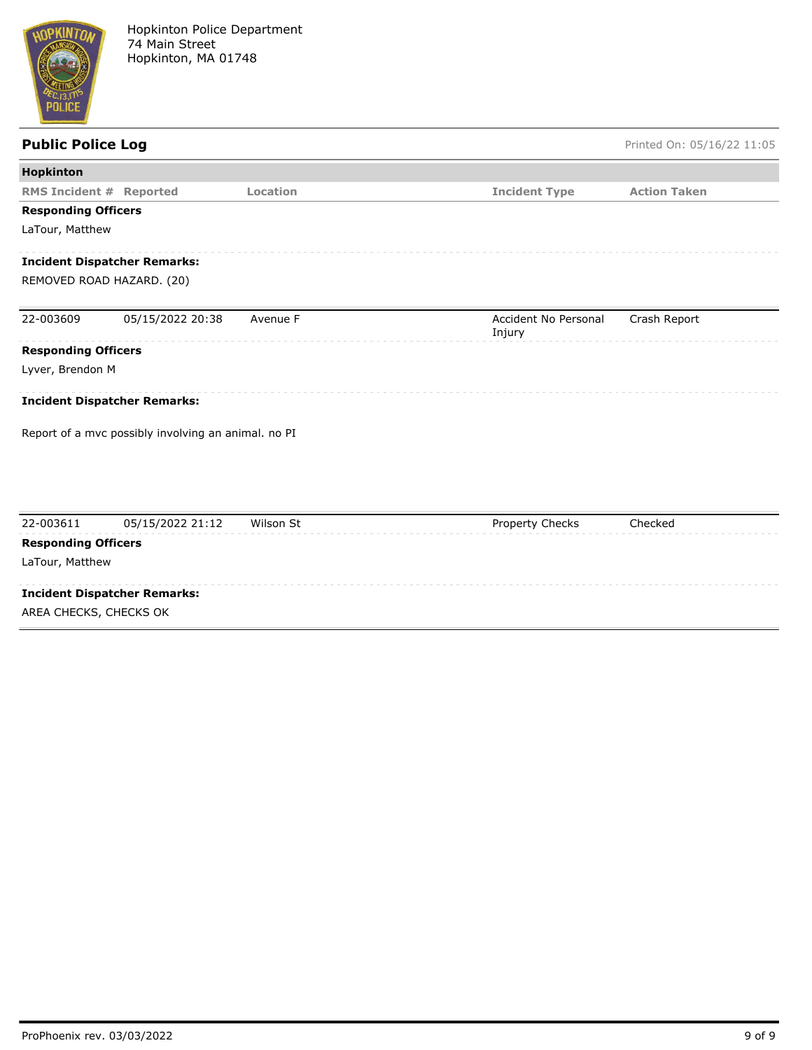Hopkinton Police Department
74 Main Street
Hopkinton, MA 01748

## Public Police Log

Printed On: 05/16/22 11:05

**Hopkinton**

| RMS Incident # | Reported | Location | Incident Type | Action Taken |
|---|---|---|---|---|

**Responding Officers**

LaTour, Matthew

**Incident Dispatcher Remarks:**

REMOVED ROAD HAZARD. (20)

| 22-003609 | 05/15/2022 20:38 | Avenue F | Accident No Personal Injury | Crash Report |
|---|---|---|---|---|

**Responding Officers**

Lyver, Brendon M

**Incident Dispatcher Remarks:**

Report of a mvc possibly involving an animal. no PI

| 22-003611 | 05/15/2022 21:12 | Wilson St | Property Checks | Checked |
|---|---|---|---|---|

**Responding Officers**

LaTour, Matthew

**Incident Dispatcher Remarks:**

AREA CHECKS, CHECKS OK

ProPhoenix rev. 03/03/2022